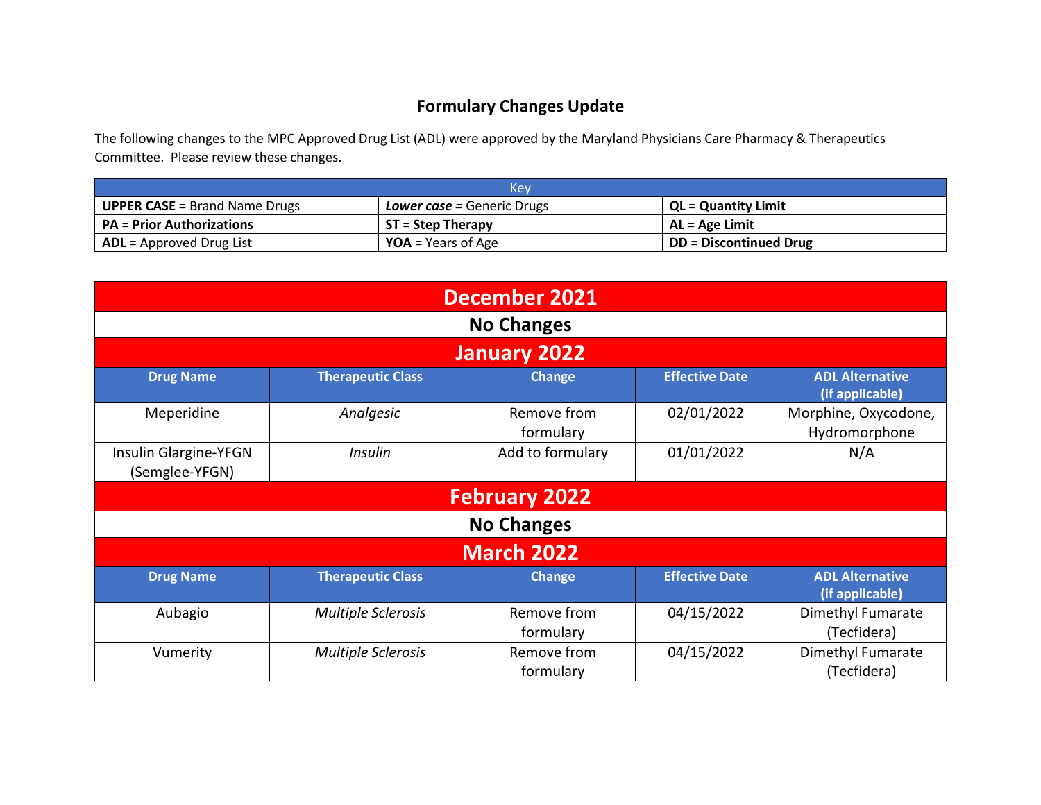# Formulary Changes Update

The following changes to the MPC Approved Drug List (ADL) were approved by the Maryland Physicians Care Pharmacy & Therapeutics Committee. Please review these changes.

| Key | | |
|---|---|---|
| **UPPER CASE =** Brand Name Drugs | ***Lower case =*** Generic Drugs | **QL = Quantity Limit** |
| **PA = Prior Authorizations** | **ST = Step Therapy** | **AL = Age Limit** |
| **ADL =** Approved Drug List | **YOA =** Years of Age | **DD = Discontinued Drug** |

## December 2021

**No Changes**

## January 2022

| Drug Name | Therapeutic Class | Change | Effective Date | ADL Alternative (if applicable) |
|---|---|---|---|---|
| Meperidine | *Analgesic* | Remove from formulary | 02/01/2022 | Morphine, Oxycodone, Hydromorphone |
| Insulin Glargine-YFGN (Semglee-YFGN) | *Insulin* | Add to formulary | 01/01/2022 | N/A |

## February 2022

**No Changes**

## March 2022

| Drug Name | Therapeutic Class | Change | Effective Date | ADL Alternative (if applicable) |
|---|---|---|---|---|
| Aubagio | *Multiple Sclerosis* | Remove from formulary | 04/15/2022 | Dimethyl Fumarate (Tecfidera) |
| Vumerity | *Multiple Sclerosis* | Remove from formulary | 04/15/2022 | Dimethyl Fumarate (Tecfidera) |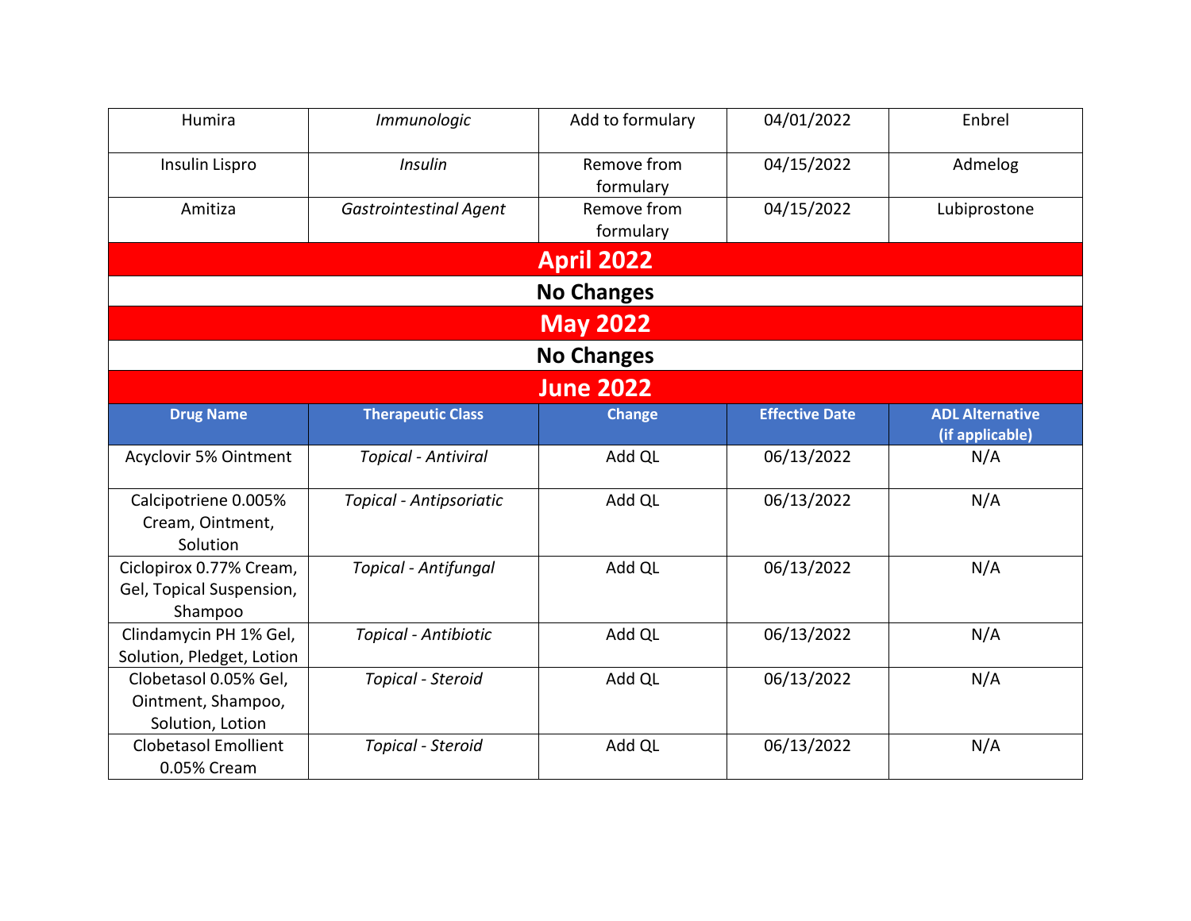| Drug Name | Therapeutic Class | Change | Effective Date | ADL Alternative (if applicable) |
|---|---|---|---|---|
| Humira | *Immunologic* | Add to formulary | 04/01/2022 | Enbrel |
| Insulin Lispro | *Insulin* | Remove from formulary | 04/15/2022 | Admelog |
| Amitiza | *Gastrointestinal Agent* | Remove from formulary | 04/15/2022 | Lubiprostone |

## April 2022

**No Changes**

## May 2022

**No Changes**

## June 2022

| Drug Name | Therapeutic Class | Change | Effective Date | ADL Alternative (if applicable) |
|---|---|---|---|---|
| Acyclovir 5% Ointment | *Topical - Antiviral* | Add QL | 06/13/2022 | N/A |
| Calcipotriene 0.005% Cream, Ointment, Solution | *Topical - Antipsoriatic* | Add QL | 06/13/2022 | N/A |
| Ciclopirox 0.77% Cream, Gel, Topical Suspension, Shampoo | *Topical - Antifungal* | Add QL | 06/13/2022 | N/A |
| Clindamycin PH 1% Gel, Solution, Pledget, Lotion | *Topical - Antibiotic* | Add QL | 06/13/2022 | N/A |
| Clobetasol 0.05% Gel, Ointment, Shampoo, Solution, Lotion | *Topical - Steroid* | Add QL | 06/13/2022 | N/A |
| Clobetasol Emollient 0.05% Cream | *Topical - Steroid* | Add QL | 06/13/2022 | N/A |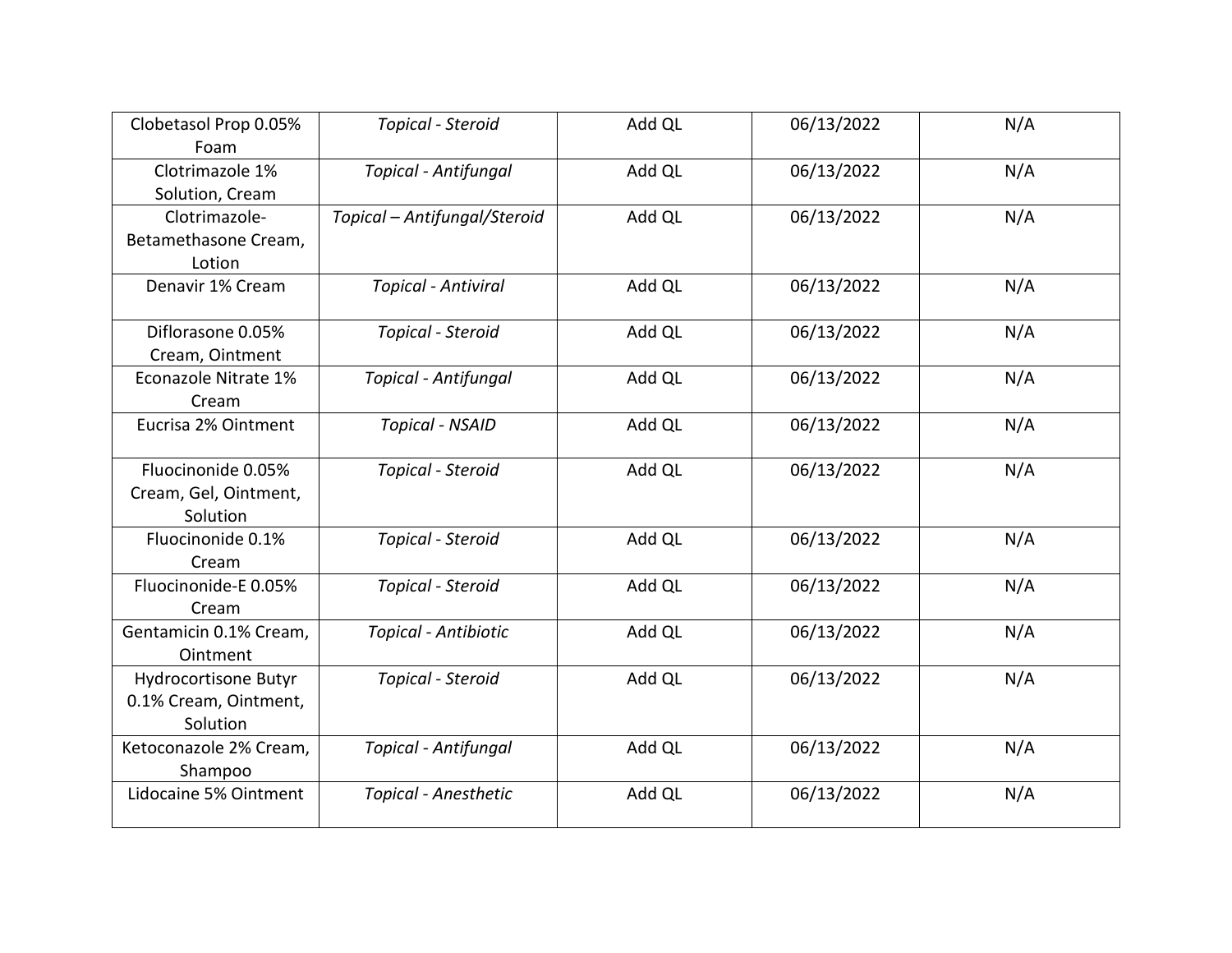| Clobetasol Prop 0.05% Foam | *Topical - Steroid* | Add QL | 06/13/2022 | N/A |
|---|---|---|---|---|
| Clotrimazole 1% Solution, Cream | *Topical - Antifungal* | Add QL | 06/13/2022 | N/A |
| Clotrimazole-Betamethasone Cream, Lotion | *Topical – Antifungal/Steroid* | Add QL | 06/13/2022 | N/A |
| Denavir 1% Cream | *Topical - Antiviral* | Add QL | 06/13/2022 | N/A |
| Diflorasone 0.05% Cream, Ointment | *Topical - Steroid* | Add QL | 06/13/2022 | N/A |
| Econazole Nitrate 1% Cream | *Topical - Antifungal* | Add QL | 06/13/2022 | N/A |
| Eucrisa 2% Ointment | *Topical - NSAID* | Add QL | 06/13/2022 | N/A |
| Fluocinonide 0.05% Cream, Gel, Ointment, Solution | *Topical - Steroid* | Add QL | 06/13/2022 | N/A |
| Fluocinonide 0.1% Cream | *Topical - Steroid* | Add QL | 06/13/2022 | N/A |
| Fluocinonide-E 0.05% Cream | *Topical - Steroid* | Add QL | 06/13/2022 | N/A |
| Gentamicin 0.1% Cream, Ointment | *Topical - Antibiotic* | Add QL | 06/13/2022 | N/A |
| Hydrocortisone Butyr 0.1% Cream, Ointment, Solution | *Topical - Steroid* | Add QL | 06/13/2022 | N/A |
| Ketoconazole 2% Cream, Shampoo | *Topical - Antifungal* | Add QL | 06/13/2022 | N/A |
| Lidocaine 5% Ointment | *Topical - Anesthetic* | Add QL | 06/13/2022 | N/A |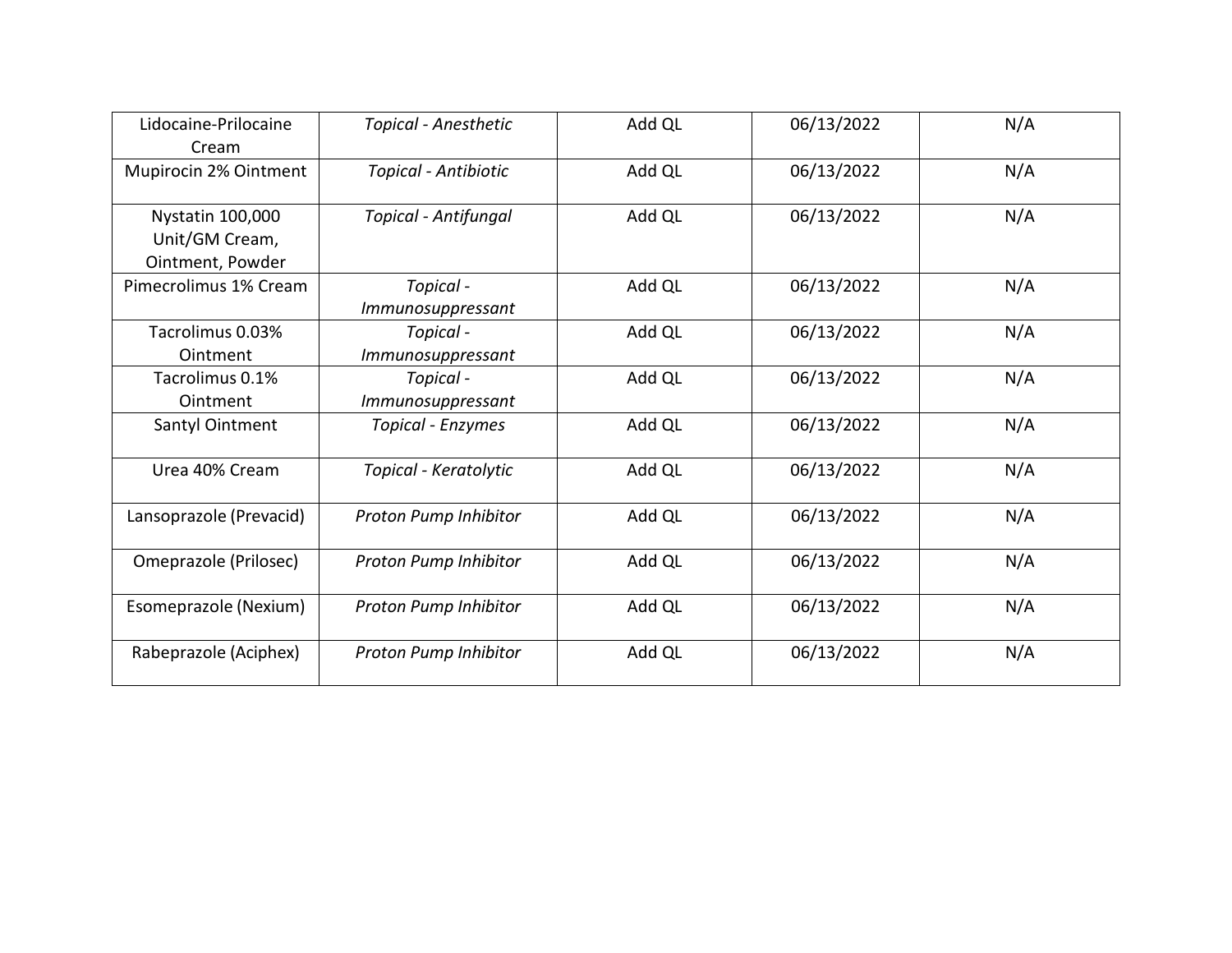| | | | | |
|---|---|---|---|---|
| Lidocaine-Prilocaine Cream | *Topical - Anesthetic* | Add QL | 06/13/2022 | N/A |
| Mupirocin 2% Ointment | *Topical - Antibiotic* | Add QL | 06/13/2022 | N/A |
| Nystatin 100,000 Unit/GM Cream, Ointment, Powder | *Topical - Antifungal* | Add QL | 06/13/2022 | N/A |
| Pimecrolimus 1% Cream | *Topical - Immunosuppressant* | Add QL | 06/13/2022 | N/A |
| Tacrolimus 0.03% Ointment | *Topical - Immunosuppressant* | Add QL | 06/13/2022 | N/A |
| Tacrolimus 0.1% Ointment | *Topical - Immunosuppressant* | Add QL | 06/13/2022 | N/A |
| Santyl Ointment | *Topical - Enzymes* | Add QL | 06/13/2022 | N/A |
| Urea 40% Cream | *Topical - Keratolytic* | Add QL | 06/13/2022 | N/A |
| Lansoprazole (Prevacid) | *Proton Pump Inhibitor* | Add QL | 06/13/2022 | N/A |
| Omeprazole (Prilosec) | *Proton Pump Inhibitor* | Add QL | 06/13/2022 | N/A |
| Esomeprazole (Nexium) | *Proton Pump Inhibitor* | Add QL | 06/13/2022 | N/A |
| Rabeprazole (Aciphex) | *Proton Pump Inhibitor* | Add QL | 06/13/2022 | N/A |